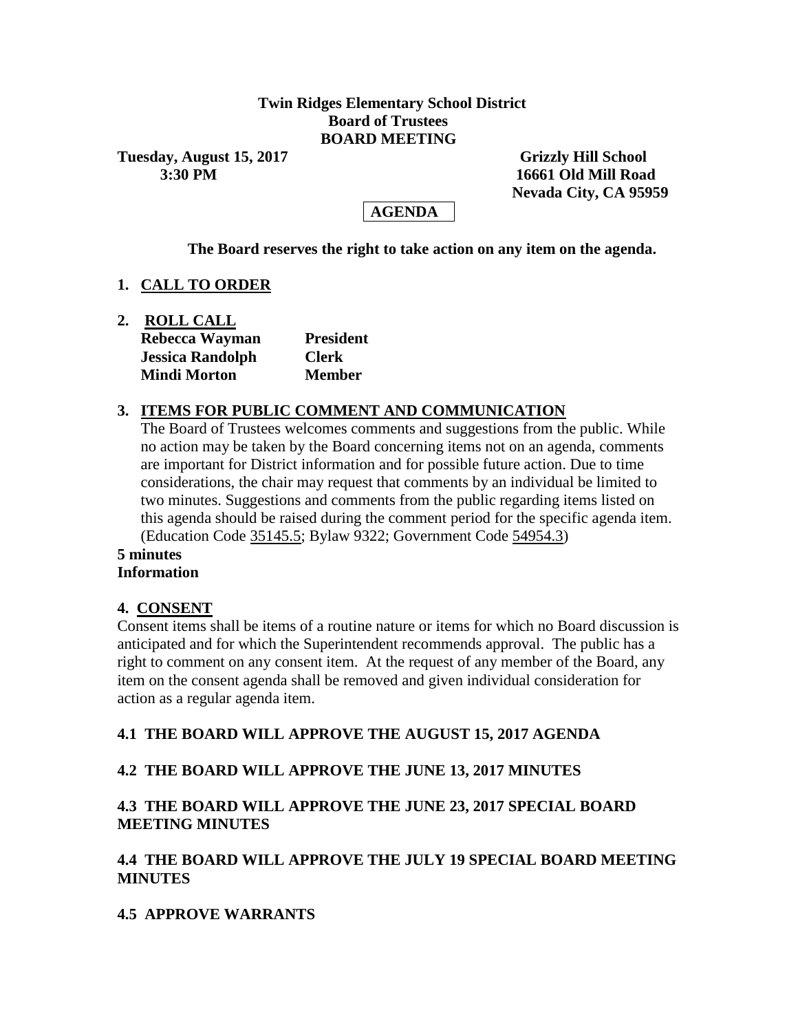**Twin Ridges Elementary School District**
**Board of Trustees**
**BOARD MEETING**

**Tuesday, August 15, 2017** **Grizzly Hill School**
**3:30 PM** **16661 Old Mill Road**
**Nevada City, CA 95959**

**AGENDA**

**The Board reserves the right to take action on any item on the agenda.**

## 1. CALL TO ORDER

## 2. ROLL CALL

| | |
|---|---|
| **Rebecca Wayman** | **President** |
| **Jessica Randolph** | **Clerk** |
| **Mindi Morton** | **Member** |

## 3. ITEMS FOR PUBLIC COMMENT AND COMMUNICATION

The Board of Trustees welcomes comments and suggestions from the public. While no action may be taken by the Board concerning items not on an agenda, comments are important for District information and for possible future action. Due to time considerations, the chair may request that comments by an individual be limited to two minutes. Suggestions and comments from the public regarding items listed on this agenda should be raised during the comment period for the specific agenda item. (Education Code 35145.5; Bylaw 9322; Government Code 54954.3)

**5 minutes**
**Information**

## 4. CONSENT

Consent items shall be items of a routine nature or items for which no Board discussion is anticipated and for which the Superintendent recommends approval. The public has a right to comment on any consent item. At the request of any member of the Board, any item on the consent agenda shall be removed and given individual consideration for action as a regular agenda item.

### 4.1 THE BOARD WILL APPROVE THE AUGUST 15, 2017 AGENDA

### 4.2 THE BOARD WILL APPROVE THE JUNE 13, 2017 MINUTES

### 4.3 THE BOARD WILL APPROVE THE JUNE 23, 2017 SPECIAL BOARD MEETING MINUTES

### 4.4 THE BOARD WILL APPROVE THE JULY 19 SPECIAL BOARD MEETING MINUTES

### 4.5 APPROVE WARRANTS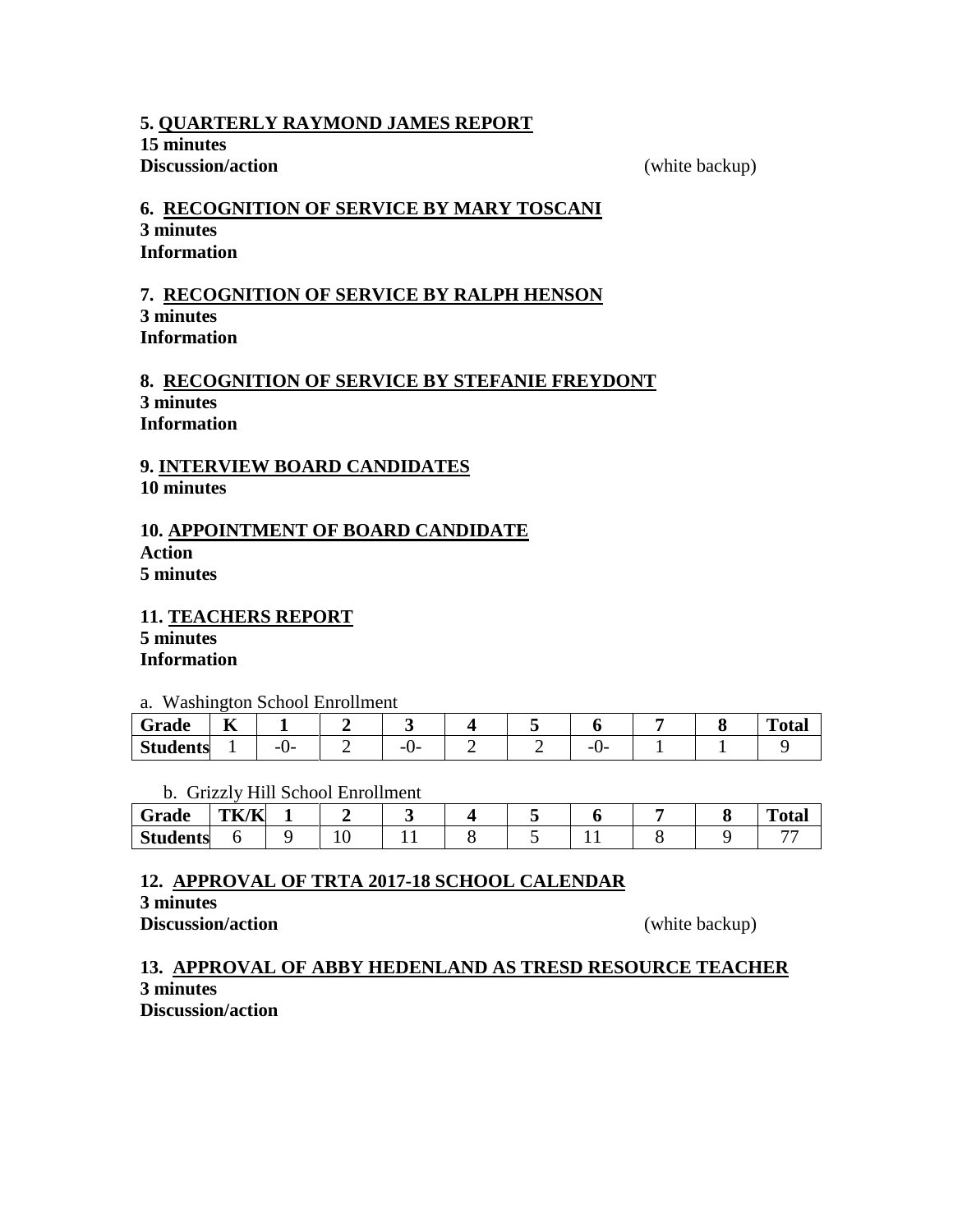**5. QUARTERLY RAYMOND JAMES REPORT**
**15 minutes**
**Discussion/action** (white backup)

**6. RECOGNITION OF SERVICE BY MARY TOSCANI**
**3 minutes**
**Information**

**7. RECOGNITION OF SERVICE BY RALPH HENSON**
**3 minutes**
**Information**

**8. RECOGNITION OF SERVICE BY STEFANIE FREYDONT**
**3 minutes**
**Information**

**9. INTERVIEW BOARD CANDIDATES**
**10 minutes**

**10. APPOINTMENT OF BOARD CANDIDATE**
**Action**
**5 minutes**

**11. TEACHERS REPORT**
**5 minutes**
**Information**

a. Washington School Enrollment

| Grade | K | 1 | 2 | 3 | 4 | 5 | 6 | 7 | 8 | Total |
|---|---|---|---|---|---|---|---|---|---|---|
| Students | 1 | -0- | 2 | -0- | 2 | 2 | -0- | 1 | 1 | 9 |

b. Grizzly Hill School Enrollment

| Grade | TK/K | 1 | 2 | 3 | 4 | 5 | 6 | 7 | 8 | Total |
|---|---|---|---|---|---|---|---|---|---|---|
| Students | 6 | 9 | 10 | 11 | 8 | 5 | 11 | 8 | 9 | 77 |

**12. APPROVAL OF TRTA 2017-18 SCHOOL CALENDAR**
**3 minutes**
**Discussion/action** (white backup)

**13. APPROVAL OF ABBY HEDENLAND AS TRESD RESOURCE TEACHER**
**3 minutes**
**Discussion/action**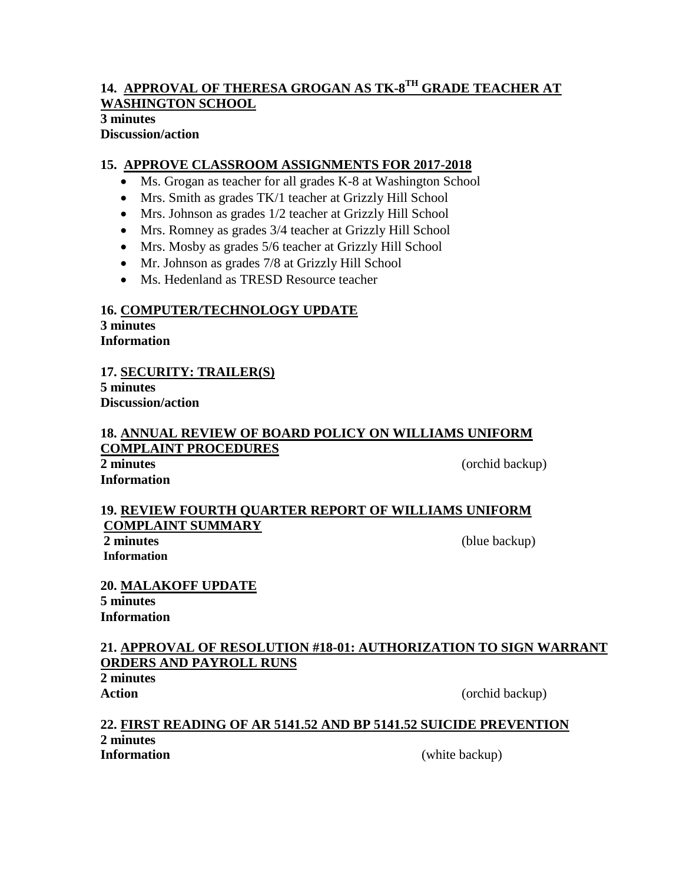**14. <u>APPROVAL OF THERESA GROGAN AS TK-8$^{TH}$ GRADE TEACHER AT WASHINGTON SCHOOL</u>**
**3 minutes**
**Discussion/action**

**15. <u>APPROVE CLASSROOM ASSIGNMENTS FOR 2017-2018</u>**

- Ms. Grogan as teacher for all grades K-8 at Washington School
- Mrs. Smith as grades TK/1 teacher at Grizzly Hill School
- Mrs. Johnson as grades 1/2 teacher at Grizzly Hill School
- Mrs. Romney as grades 3/4 teacher at Grizzly Hill School
- Mrs. Mosby as grades 5/6 teacher at Grizzly Hill School
- Mr. Johnson as grades 7/8 at Grizzly Hill School
- Ms. Hedenland as TRESD Resource teacher

**16. <u>COMPUTER/TECHNOLOGY UPDATE</u>**
**3 minutes**
**Information**

**17. <u>SECURITY: TRAILER(S)</u>**
**5 minutes**
**Discussion/action**

**18. <u>ANNUAL REVIEW OF BOARD POLICY ON WILLIAMS UNIFORM COMPLAINT PROCEDURES</u>**
**2 minutes** (orchid backup)
**Information**

**19. <u>REVIEW FOURTH QUARTER REPORT OF WILLIAMS UNIFORM COMPLAINT SUMMARY</u>**
**2 minutes** (blue backup)
**Information**

**20. <u>MALAKOFF UPDATE</u>**
**5 minutes**
**Information**

**21. <u>APPROVAL OF RESOLUTION #18-01: AUTHORIZATION TO SIGN WARRANT ORDERS AND PAYROLL RUNS</u>**
**2 minutes**
**Action** (orchid backup)

**22. <u>FIRST READING OF AR 5141.52 AND BP 5141.52 SUICIDE PREVENTION</u>**
**2 minutes**
**Information** (white backup)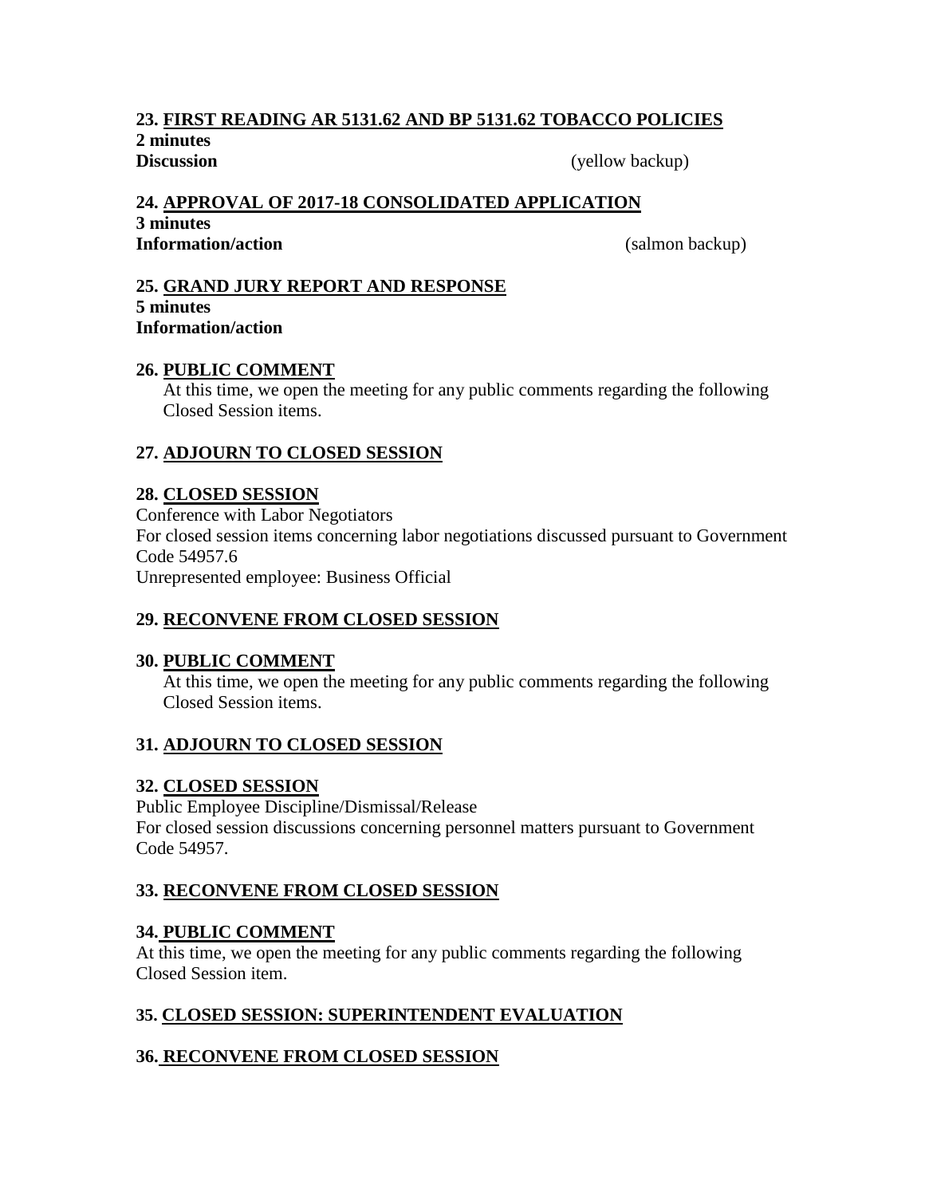**23. FIRST READING AR 5131.62 AND BP 5131.62 TOBACCO POLICIES**
**2 minutes**
**Discussion** (yellow backup)

**24. APPROVAL OF 2017-18 CONSOLIDATED APPLICATION**
**3 minutes**
**Information/action** (salmon backup)

**25. GRAND JURY REPORT AND RESPONSE**
**5 minutes**
**Information/action**

**26. PUBLIC COMMENT**

At this time, we open the meeting for any public comments regarding the following Closed Session items.

**27. ADJOURN TO CLOSED SESSION**

**28. CLOSED SESSION**

Conference with Labor Negotiators
For closed session items concerning labor negotiations discussed pursuant to Government Code 54957.6
Unrepresented employee: Business Official

**29. RECONVENE FROM CLOSED SESSION**

**30. PUBLIC COMMENT**

At this time, we open the meeting for any public comments regarding the following Closed Session items.

**31. ADJOURN TO CLOSED SESSION**

**32. CLOSED SESSION**

Public Employee Discipline/Dismissal/Release
For closed session discussions concerning personnel matters pursuant to Government Code 54957.

**33. RECONVENE FROM CLOSED SESSION**

**34. PUBLIC COMMENT**

At this time, we open the meeting for any public comments regarding the following Closed Session item.

**35. CLOSED SESSION: SUPERINTENDENT EVALUATION**

**36. RECONVENE FROM CLOSED SESSION**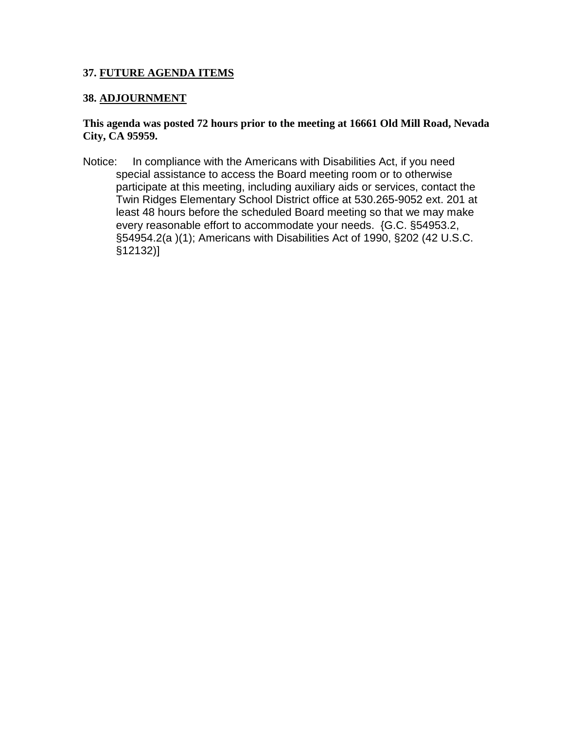**37. FUTURE AGENDA ITEMS**

**38. ADJOURNMENT**

**This agenda was posted 72 hours prior to the meeting at 16661 Old Mill Road, Nevada City, CA 95959.**

Notice: In compliance with the Americans with Disabilities Act, if you need special assistance to access the Board meeting room or to otherwise participate at this meeting, including auxiliary aids or services, contact the Twin Ridges Elementary School District office at 530.265-9052 ext. 201 at least 48 hours before the scheduled Board meeting so that we may make every reasonable effort to accommodate your needs. {G.C. §54953.2, §54954.2(a )(1); Americans with Disabilities Act of 1990, §202 (42 U.S.C. §12132)]